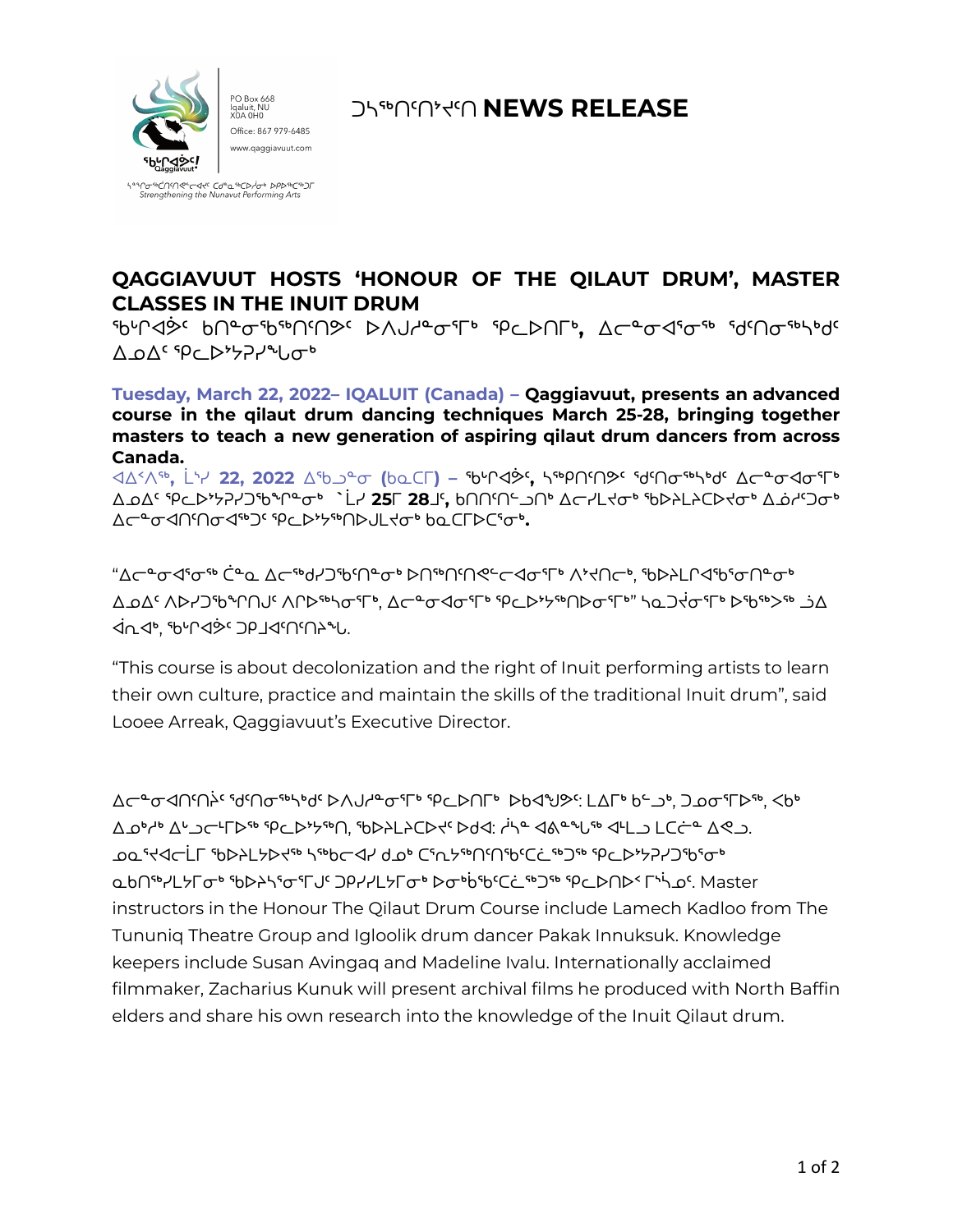PO Box 668
Iqaluit, NU
X0A 0H0
Office: 867 979-6485
www.qaggiavuut.com

ᖃᒡᒋᐊᕗᑦ!
Qaggiavuut!

ᓴᙱᒋᓂᖅᑖᕐᓂᖅ ᑕᖅᓇᖅᑐᐃᓂᖅ ᐅᑉᐱᕆᖅᑐᖅ
*Strengthening the Nunavut Performing Arts*

# ᑐᓴᖅᑎᑦᑎᔾᔪᑎ NEWS RELEASE

## QAGGIAVUUT HOSTS ‘HONOUR OF THE QILAUT DRUM’, MASTER CLASSES IN THE INUIT DRUM

## ᖃᒡᒋᐊᕗᑦ ᑲᑎᓐᓂᖃᖅᑎᑦᑎᕗᑦ ᐅᐱᒍᓱᓐᓂᕐᒥᒃ ᕿᓚᐅᑎᒥᒃ, ᐃᓚᓐᓂᐊᕐᓂᖅ ᖁᑦᑎᓂᖅᓴᒃᑯᑦ ᐃᓄᐃᑦ ᕿᓚᐅᔾᔭᕈᓯᖓᓂᒃ

**Tuesday, March 22, 2022– IQALUIT (Canada) – Qaggiavuut, presents an advanced course in the qilaut drum dancing techniques March 25-28, bringing together masters to teach a new generation of aspiring qilaut drum dancers from across Canada.**

**ᐊᐃᑉᐱᖅ, ᒫᔾ 22, 2022 ᐃᖃᓗᓐᓂ (ᑲᓇᑕᒥ) – ᖃᒡᒋᐊᕗᑦ, ᓴᖅᑭᑎᑦᑎᕗᑦ ᖁᑦᑎᓂᖅᓴᒃᑯᑦ ᐃᓚᓐᓂᐊᓂᕐᒥᒃ ᐃᓄᐃᑦ ᕿᓚᐅᔾᔭᕈᓯᖅᑐᖅᑎᖏᓐᓂᒃ ᒫᔾ 25ᒥ 28ᒧᑦ, ᑲᑎᑎᑦᑎᓪᓗᑎᒃ ᐃᓕᓯᒪᔪᓂᒃ ᖃᐅᔨᒪᔨᓚᐅᔪᓂᒃ ᐃᓅᓯᑦᑐᓂᒃ ᐃᓚᓐᓂᐊᑎᑦᑎᓂᐊᖅᑐᑦ ᕿᓚᐅᔾᔭᖅᑎᐅᒍᒪᔪᓂᒃ ᑲᓇᑕᒥᐅᑕᕐᓂᒃ.**

“ᐃᓚᓐᓂᐊᕐᓂᖅ ᑖᓐᓇ ᐃᓚᖅᑯᓯᑐᖃᕐᑎᓐᓂᒃ ᐅᑎᖅᑎᑦᑎᕙᓪᓕᐊᓂᕐᒥᒃ ᐱᔪᑎᓪᓗᒃ, ᖃᐅᔨᒪᒋᐊᖃᕐᓂᖏᓐᓂᒃ ᐃᓄᐃᑦ ᐱᐅᓯᑐᖃᖏᑎᒍᑦ ᐱᒋᐅᖅᓴᕐᓂᕐᒥᒃ, ᐃᓚᓐᓂᐊᓂᕐᒥᒃ ᕿᓚᐅᔾᔭᖅᑎᐅᓂᕐᒥᒃ” ᓴᓇᕈᔾᔪᓂᕐᒥᒃ ᐅᖃᖅᐳᖅ ᓘᐃ ᐋᕆᐊᒃ, ᖃᒡᒋᐊᕗᑦ ᑐᑭᒧᐊᑦᑎᑦᑎᔨᖓ.

“This course is about decolonization and the right of Inuit performing artists to learn their own culture, practice and maintain the skills of the traditional Inuit drum”, said Looee Arreak, Qaggiavuut’s Executive Director.

ᐃᓚᓐᓂᐊᑎᑦᑎᔨᑦ ᖁᑦᑎᓂᖅᓴᒃᑯᑦ ᐅᐱᒍᓱᓐᓂᕐᒥᒃ ᕿᓚᐅᑎᒥᒃ ᐅᑲᐊᖑᔾᔪᕗᑦ: ᒪᐃᒥᒃ ᑲᓪᓗᒃ, ᑐᓄᓂᕐᒥᐅᖅ, ᐸᑳᒃ ᐃᓄᒃᓯᒃ ᐃᒡᓗᓕᒻᒥᐅᖅ ᕿᓚᐅᔾᔭᖅᑎ, ᖃᐅᔨᒪᔭᐅᔪᑦ ᐅᑯᐊ: ᓲᓴᓐ ᐊᕕᖓᕐᓚ ᐊᒻᒪᓗ ᒪᑕᓖᓐ ᐃᕙᓗ. ᓄᓇᕐᔪᐊᓕᒫᒥ ᖃᐅᔨᒪᔭᐅᔪᖅ ᓴᖅᑲᓕᐊᓯ ᑯᓄᒃ ᑖᕆᓴᖅᑎᑦᑎᖃᑦᑕᓛᖅᑐᖅ ᕿᓚᐅᔾᔭᕈᓯᖅᑐᖅᑕᓂᒃ ᓇᑲᑎᖅᓯᒪᓯᒪᔪᓂᒃ ᖃᐅᔨᓴᕐᓂᒥᒍᑦ ᑐᑭᓯᓯᒪᓯᒪᔪᓂᒃ ᐅᓂᒃᑳᖃᑦᑕᓛᖅᑐᖅ ᕿᓚᐅᑎᐅᑉ ᒥᒃᓴᓄᑦ. Master instructors in the Honour The Qilaut Drum Course include Lamech Kadloo from The Tununiq Theatre Group and Igloolik drum dancer Pakak Innuksuk. Knowledge keepers include Susan Avingaq and Madeline Ivalu. Internationally acclaimed filmmaker, Zacharius Kunuk will present archival films he produced with North Baffin elders and share his own research into the knowledge of the Inuit Qilaut drum.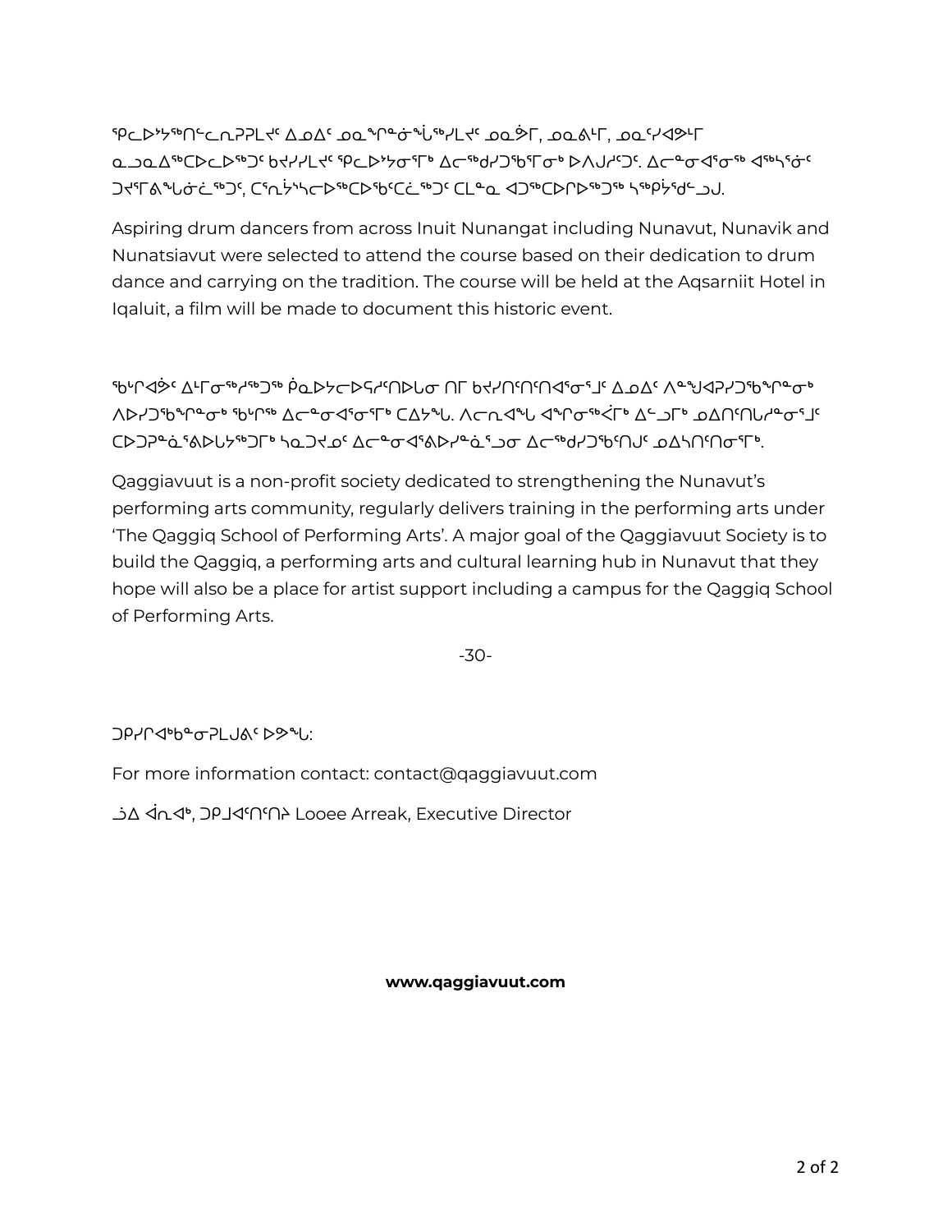ᕿᓚᐅᔾᔪᕐᑎᓪᓚᑖᕈᒪᔪᑦ ᐃᓄᐃᑦ ᓄᓇᖏᓐᓂᙶᕐᓯᒪᔪᑦ ᓄᓇᕗᒻᒥ, ᓄᓇᕕᖕᒥ, ᓄᓇᑦᓯᐊᕗᒻᒥ ᓇᓗᓇᐃᖅᑕᐅᓚᐅᖅᑐᑦ ᑲᔪᓯᒪᔪᑦ ᕿᓚᐅᔾᔭᓂᕐᒥᒃ ᐃᓕᖅᑯᓯᖅᑐᖃᕐᓂᒃ ᐅᐱᒍᓱᑦᑐᑦ. ᐃᓕᓐᓂᐊᕐᓂᖅ ᐊᖅᓴᕐᓃᑦ ᑐᔪᕐᒥᕕᖓᓂᙵᖅᑐᑦ, ᑕᕐᕆᔮᓂᓕᐅᕐᑕᐅᖃᑦᑕᙳᖅᑐᑦ ᑕᒪᓐᓇ ᐊᑐᖅᑕᐅᑎᐅᖅᑐᖅ ᓴᖅᑮᔮᖅᑯᓪᓗᒍ.

Aspiring drum dancers from across Inuit Nunangat including Nunavut, Nunavik and Nunatsiavut were selected to attend the course based on their dedication to drum dance and carrying on the tradition. The course will be held at the Aqsarniit Hotel in Iqaluit, a film will be made to document this historic event.

ᖃᒡᒋᐊᕘᑦ ᐃᒪᒥᓂᖅᓱᖅᑐᖅ ᑮᓇᐅᔭᓕᐅᕌᖓᑎᐅᑦᓂ ᑎᒥ ᑲᔪᓯᑎᑦᑎᑎᐊᕐᓂᕐᒧᑦ ᐃᓄᐃᑦ ᐱᙳᐊᕈᓯᑐᖃᖏᓐᓂᒃ ᐱᐅᓯᑐᖃᖏᓐᓂᒃ ᖃᒃᑎᖅ ᐃᓕᓐᓂᐊᕐᓂᕐᒥᒃ ᑕᐃᔭᖕᒐ. ᐱᓕᕆᐊᖕᒐ ᐊᖏᓂᖅᐹᕐᒥᒃ ᐃᓪᓗᒥᒃ ᓄᐃᑎᑦᑎᒐᓱᓐᓂᕐᒧᑦ ᑕᐅᑐᕈᓐᓈᕐᕕᐅᒐᔭᖅᑐᒥᒃ ᓴᓇᙳᐊᓄᑦ ᐃᓕᓐᓂᐊᕐᕕᐅᓱᓐᓈᕐᑐᓂ ᐃᓕᖅᑯᓯᑐᖃᑦᑎᒍᑦ ᓄᐃᓴᑎᑦᑎᓂᕐᒥᒃ.

Qaggiavuut is a non-profit society dedicated to strengthening the Nunavut's performing arts community, regularly delivers training in the performing arts under 'The Qaggiq School of Performing Arts'. A major goal of the Qaggiavuut Society is to build the Qaggiq, a performing arts and cultural learning hub in Nunavut that they hope will also be a place for artist support including a campus for the Qaggiq School of Performing Arts.

-30-

ᑐᑭᓯᒋᐊᒃᑲᓂᕈᒪᒍᕕᑦ ᐅᕗᖓ:

For more information contact: contact@qaggiavuut.com

ᓘᐃ ᐋᕆᐊᒃ, ᑐᑭᒧᐊᑦᑎᑦᑏ Looee Arreak, Executive Director

**www.qaggiavuut.com**